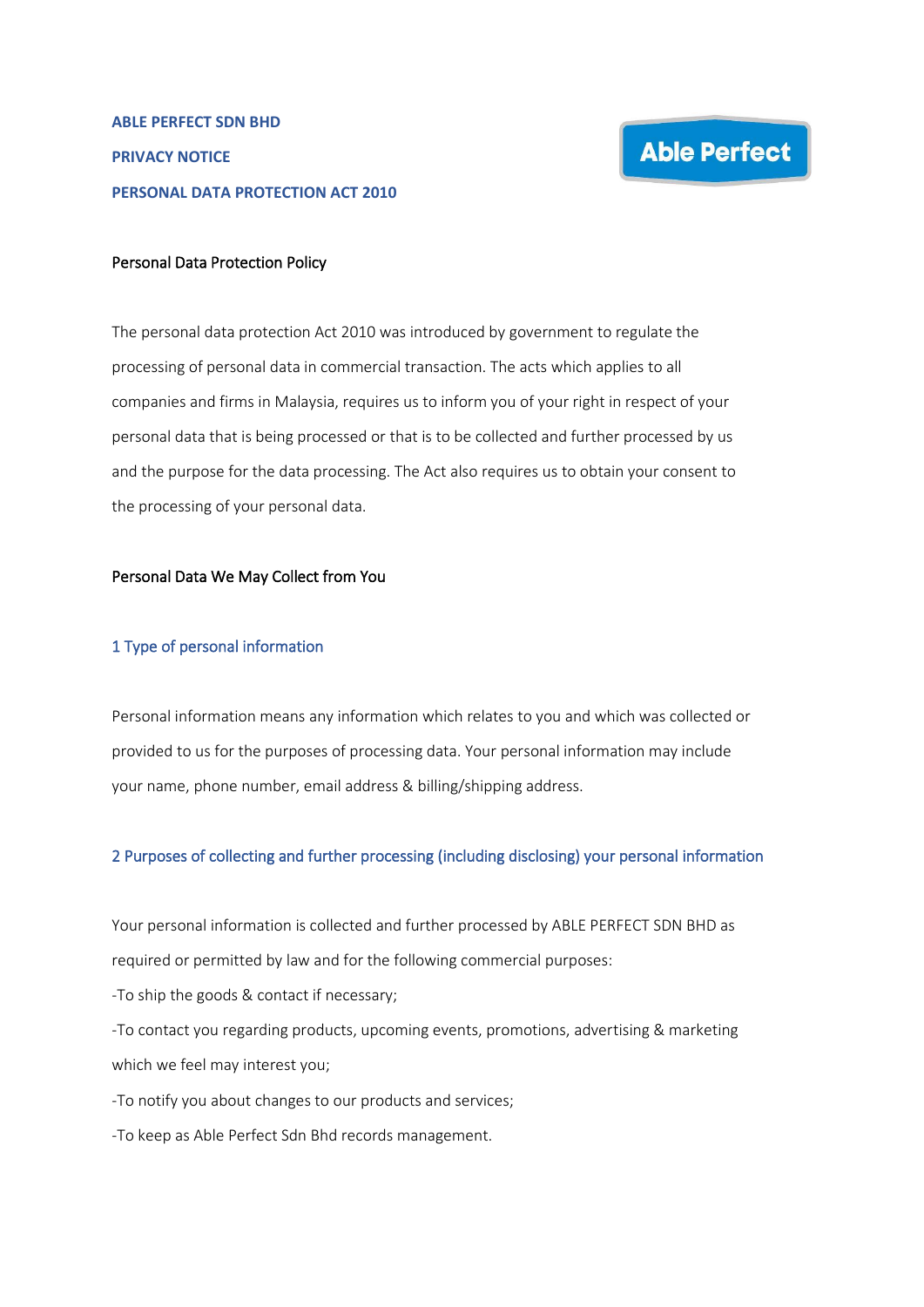**ABLE PERFECT SDN BHD**

**PRIVACY NOTICE**

**PERSONAL DATA PROTECTION ACT 2010**

Able Perfect

## Personal Data Protection Policy

The personal data protection Act 2010 was introduced by government to regulate the processing of personal data in commercial transaction. The acts which applies to all companies and firms in Malaysia, requires us to inform you of your right in respect of your personal data that is being processed or that is to be collected and further processed by us and the purpose for the data processing. The Act also requires us to obtain your consent to the processing of your personal data.

## Personal Data We May Collect from You

### 1 Type of personal information

Personal information means any information which relates to you and which was collected or provided to us for the purposes of processing data. Your personal information may include your name, phone number, email address & billing/shipping address.

### 2 Purposes of collecting and further processing (including disclosing) your personal information

Your personal information is collected and further processed by ABLE PERFECT SDN BHD as required or permitted by law and for the following commercial purposes:

-To ship the goods & contact if necessary;

-To contact you regarding products, upcoming events, promotions, advertising & marketing which we feel may interest you;

-To notify you about changes to our products and services;

-To keep as Able Perfect Sdn Bhd records management.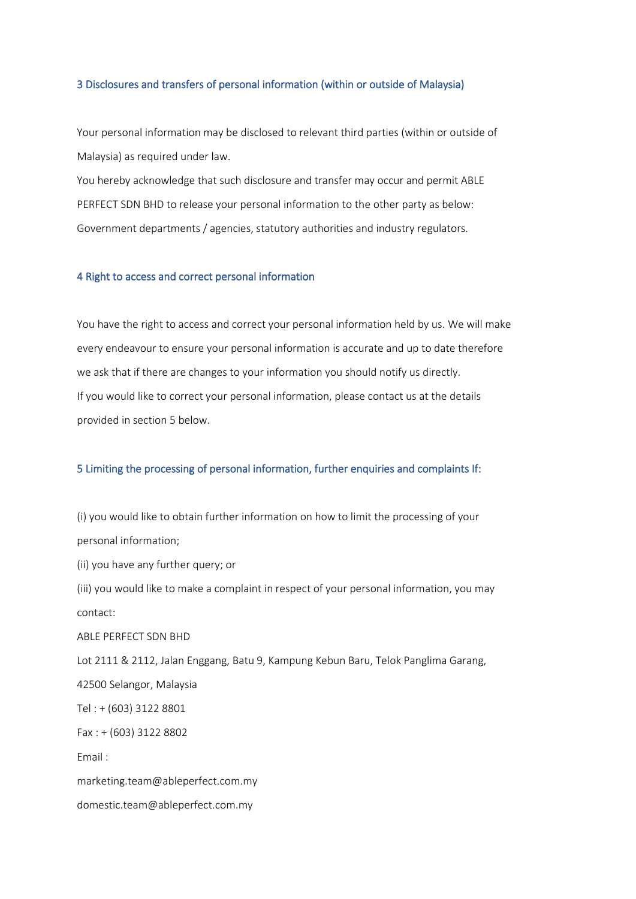## 3 Disclosures and transfers of personal information (within or outside of Malaysia)

Your personal information may be disclosed to relevant third parties (within or outside of Malaysia) as required under law.

You hereby acknowledge that such disclosure and transfer may occur and permit ABLE PERFECT SDN BHD to release your personal information to the other party as below: Government departments / agencies, statutory authorities and industry regulators.

## 4 Right to access and correct personal information

You have the right to access and correct your personal information held by us. We will make every endeavour to ensure your personal information is accurate and up to date therefore we ask that if there are changes to your information you should notify us directly.

If you would like to correct your personal information, please contact us at the details provided in section 5 below.

## 5 Limiting the processing of personal information, further enquiries and complaints If:

(i) you would like to obtain further information on how to limit the processing of your personal information;

(ii) you have any further query; or

(iii) you would like to make a complaint in respect of your personal information, you may contact:

ABLE PERFECT SDN BHD

Lot 2111 & 2112, Jalan Enggang, Batu 9, Kampung Kebun Baru, Telok Panglima Garang, 42500 Selangor, Malaysia

Tel : + (603) 3122 8801

Fax : + (603) 3122 8802

Email :

marketing.team@ableperfect.com.my

domestic.team@ableperfect.com.my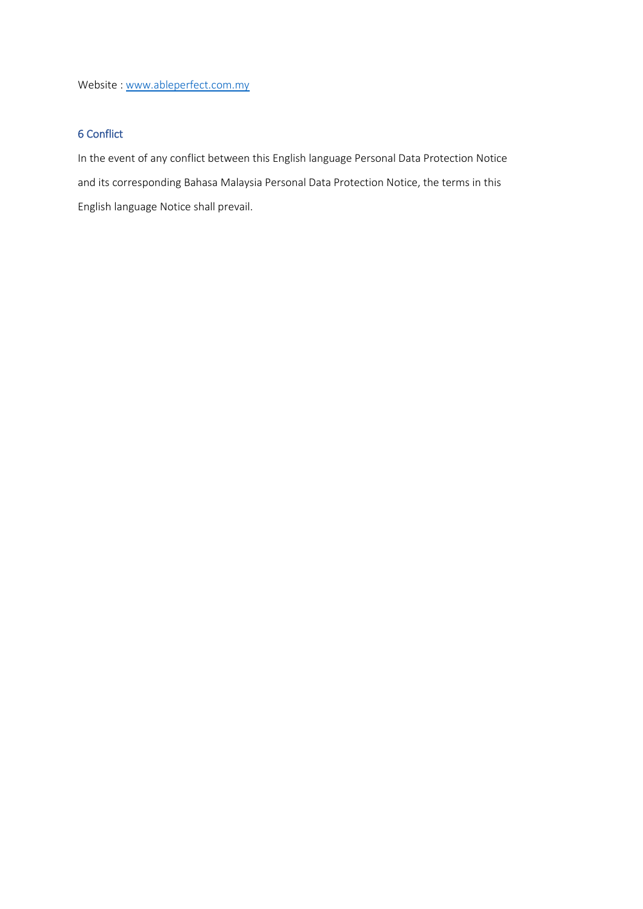Website : [www.ableperfect.com.my](http://www.ableperfect.com.my)

## 6 Conflict

In the event of any conflict between this English language Personal Data Protection Notice and its corresponding Bahasa Malaysia Personal Data Protection Notice, the terms in this English language Notice shall prevail.